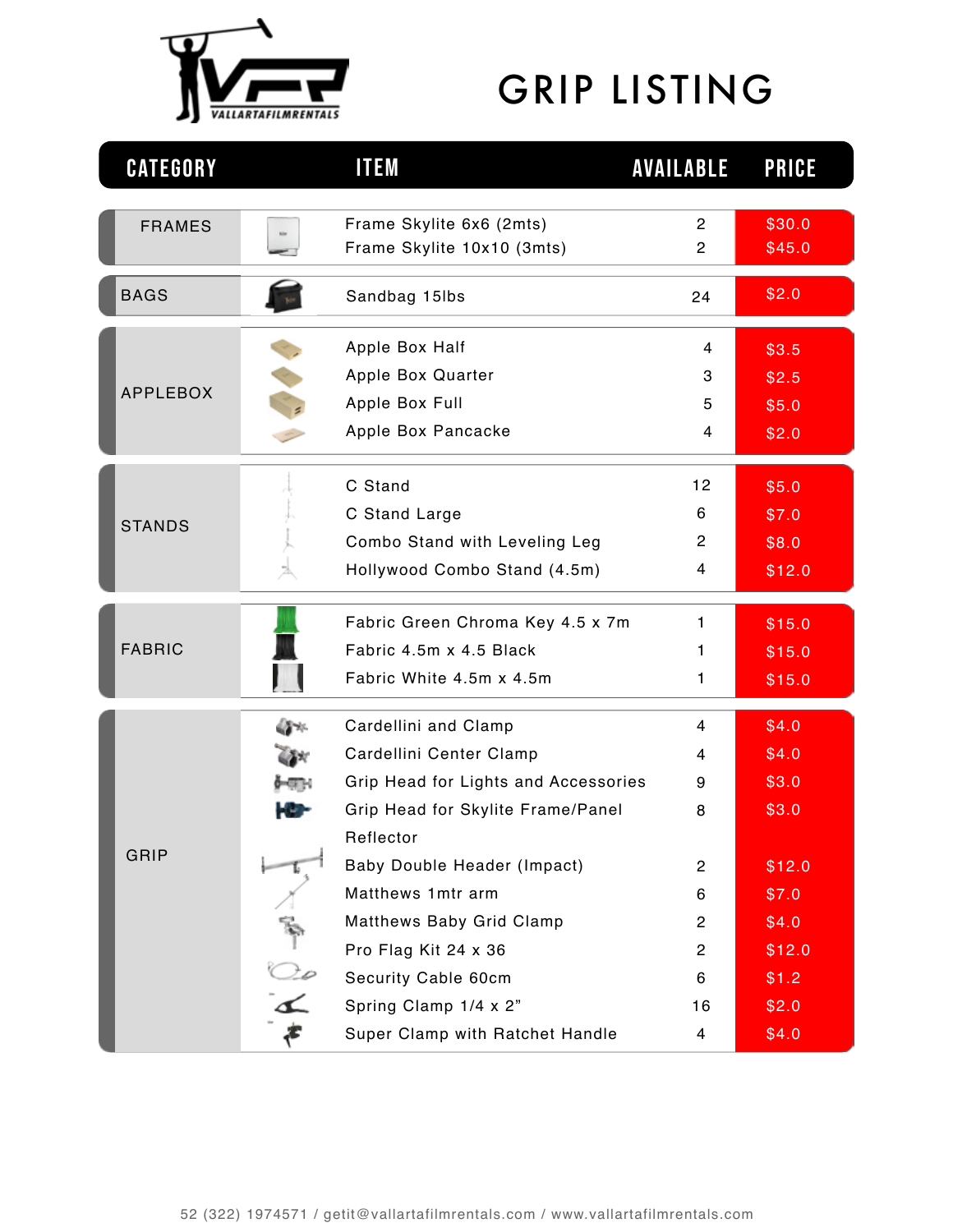# GRIP LISTING

VALLARTAFILMRENTALS

| CATEGORY | ITEM | AVAILABLE | PRICE |
| --- | --- | --- | --- |
| FRAMES | Frame Skylite 6x6 (2mts) | 2 | $30.0 |
| | Frame Skylite 10x10 (3mts) | 2 | $45.0 |
| BAGS | Sandbag 15lbs | 24 | $2.0 |
| APPLEBOX | Apple Box Half | 4 | $3.5 |
| | Apple Box Quarter | 3 | $2.5 |
| | Apple Box Full | 5 | $5.0 |
| | Apple Box Pancacke | 4 | $2.0 |
| STANDS | C Stand | 12 | $5.0 |
| | C Stand Large | 6 | $7.0 |
| | Combo Stand with Leveling Leg | 2 | $8.0 |
| | Hollywood Combo Stand (4.5m) | 4 | $12.0 |
| FABRIC | Fabric Green Chroma Key 4.5 x 7m | 1 | $15.0 |
| | Fabric 4.5m x 4.5 Black | 1 | $15.0 |
| | Fabric White 4.5m x 4.5m | 1 | $15.0 |
| GRIP | Cardellini and Clamp | 4 | $4.0 |
| | Cardellini Center Clamp | 4 | $4.0 |
| | Grip Head for Lights and Accessories | 9 | $3.0 |
| | Grip Head for Skylite Frame/Panel Reflector | 8 | $3.0 |
| | Baby Double Header (Impact) | 2 | $12.0 |
| | Matthews 1mtr arm | 6 | $7.0 |
| | Matthews Baby Grid Clamp | 2 | $4.0 |
| | Pro Flag Kit 24 x 36 | 2 | $12.0 |
| | Security Cable 60cm | 6 | $1.2 |
| | Spring Clamp 1/4 x 2” | 16 | $2.0 |
| | Super Clamp with Ratchet Handle | 4 | $4.0 |

52 (322) 1974571 / getit@vallartafilmrentals.com / www.vallartafilmrentals.com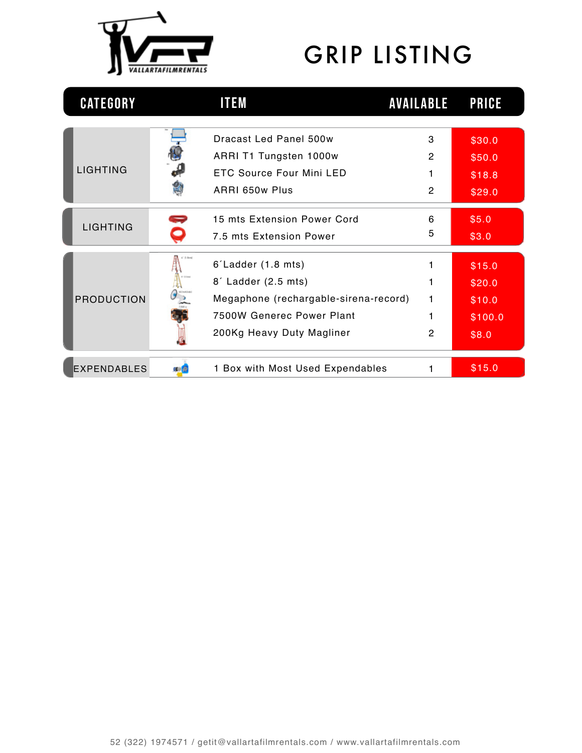# GRIP LISTING

| CATEGORY | ITEM | AVAILABLE | PRICE |
|---|---|---|---|
| LIGHTING | Dracast Led Panel 500w | 3 | $30.0 |
| | ARRI T1 Tungsten 1000w | 2 | $50.0 |
| | ETC Source Four Mini LED | 1 | $18.8 |
| | ARRI 650w Plus | 2 | $29.0 |
| LIGHTING | 15 mts Extension Power Cord | 6 | $5.0 |
| | 7.5 mts Extension Power | 5 | $3.0 |
| PRODUCTION | 6´Ladder (1.8 mts) | 1 | $15.0 |
| | 8´ Ladder (2.5 mts) | 1 | $20.0 |
| | Megaphone (rechargable-sirena-record) | 1 | $10.0 |
| | 7500W Generec Power Plant | 1 | $100.0 |
| | 200Kg Heavy Duty Magliner | 2 | $8.0 |
| EXPENDABLES | 1 Box with Most Used Expendables | 1 | $15.0 |

52 (322) 1974571 / getit@vallartafilmrentals.com / www.vallartafilmrentals.com